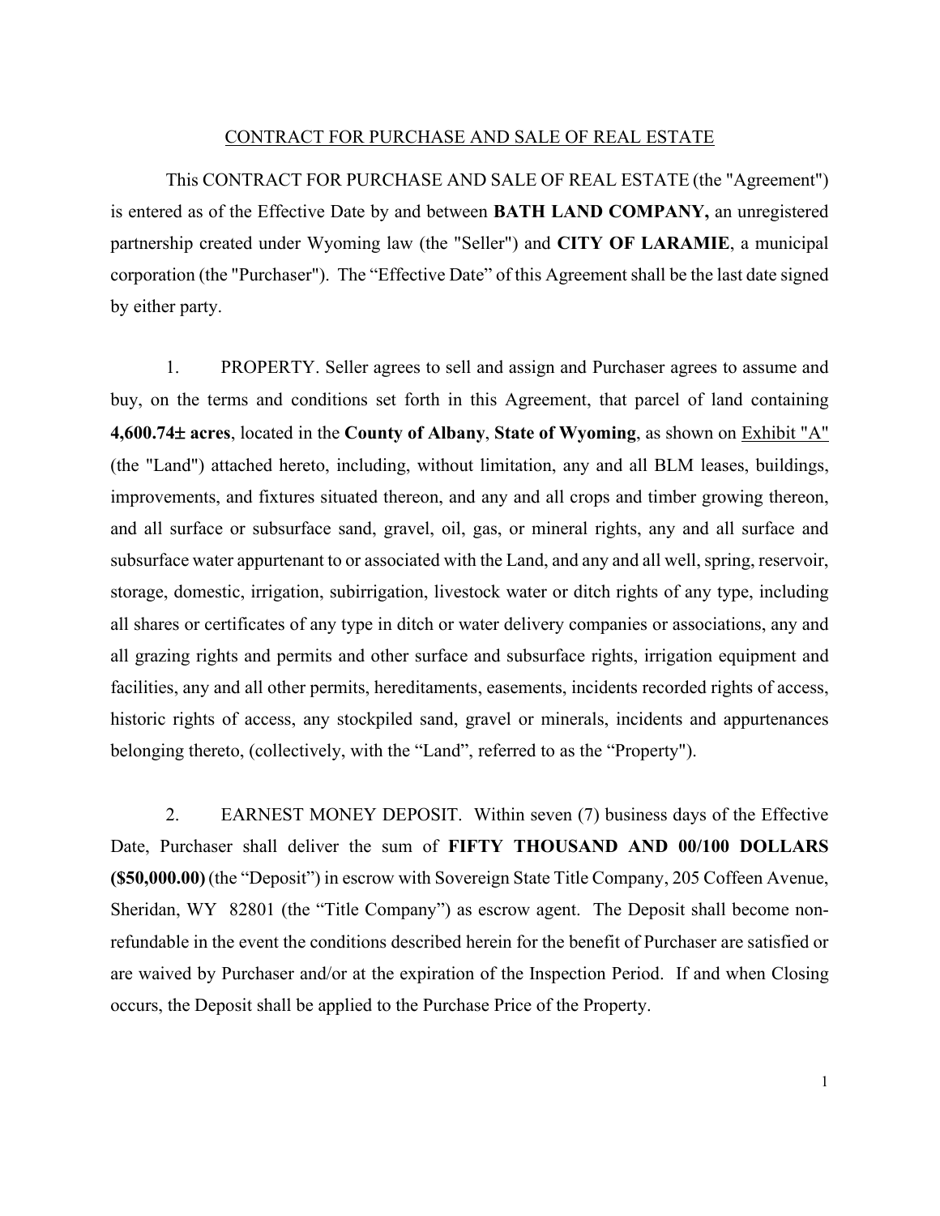# CONTRACT FOR PURCHASE AND SALE OF REAL ESTATE

This CONTRACT FOR PURCHASE AND SALE OF REAL ESTATE (the "Agreement") is entered as of the Effective Date by and between **BATH LAND COMPANY,** an unregistered partnership created under Wyoming law (the "Seller") and **CITY OF LARAMIE**, a municipal corporation (the "Purchaser"). The "Effective Date" of this Agreement shall be the last date signed by either party.

1. PROPERTY. Seller agrees to sell and assign and Purchaser agrees to assume and buy, on the terms and conditions set forth in this Agreement, that parcel of land containing **4,600.74± acres**, located in the **County of Albany**, **State of Wyoming**, as shown on Exhibit "A" (the "Land") attached hereto, including, without limitation, any and all BLM leases, buildings, improvements, and fixtures situated thereon, and any and all crops and timber growing thereon, and all surface or subsurface sand, gravel, oil, gas, or mineral rights, any and all surface and subsurface water appurtenant to or associated with the Land, and any and all well, spring, reservoir, storage, domestic, irrigation, subirrigation, livestock water or ditch rights of any type, including all shares or certificates of any type in ditch or water delivery companies or associations, any and all grazing rights and permits and other surface and subsurface rights, irrigation equipment and facilities, any and all other permits, hereditaments, easements, incidents recorded rights of access, historic rights of access, any stockpiled sand, gravel or minerals, incidents and appurtenances belonging thereto, (collectively, with the "Land", referred to as the "Property").

2. EARNEST MONEY DEPOSIT. Within seven (7) business days of the Effective Date, Purchaser shall deliver the sum of **FIFTY THOUSAND AND 00/100 DOLLARS ($50,000.00)** (the "Deposit") in escrow with Sovereign State Title Company, 205 Coffeen Avenue, Sheridan, WY 82801 (the "Title Company") as escrow agent. The Deposit shall become non-refundable in the event the conditions described herein for the benefit of Purchaser are satisfied or are waived by Purchaser and/or at the expiration of the Inspection Period. If and when Closing occurs, the Deposit shall be applied to the Purchase Price of the Property.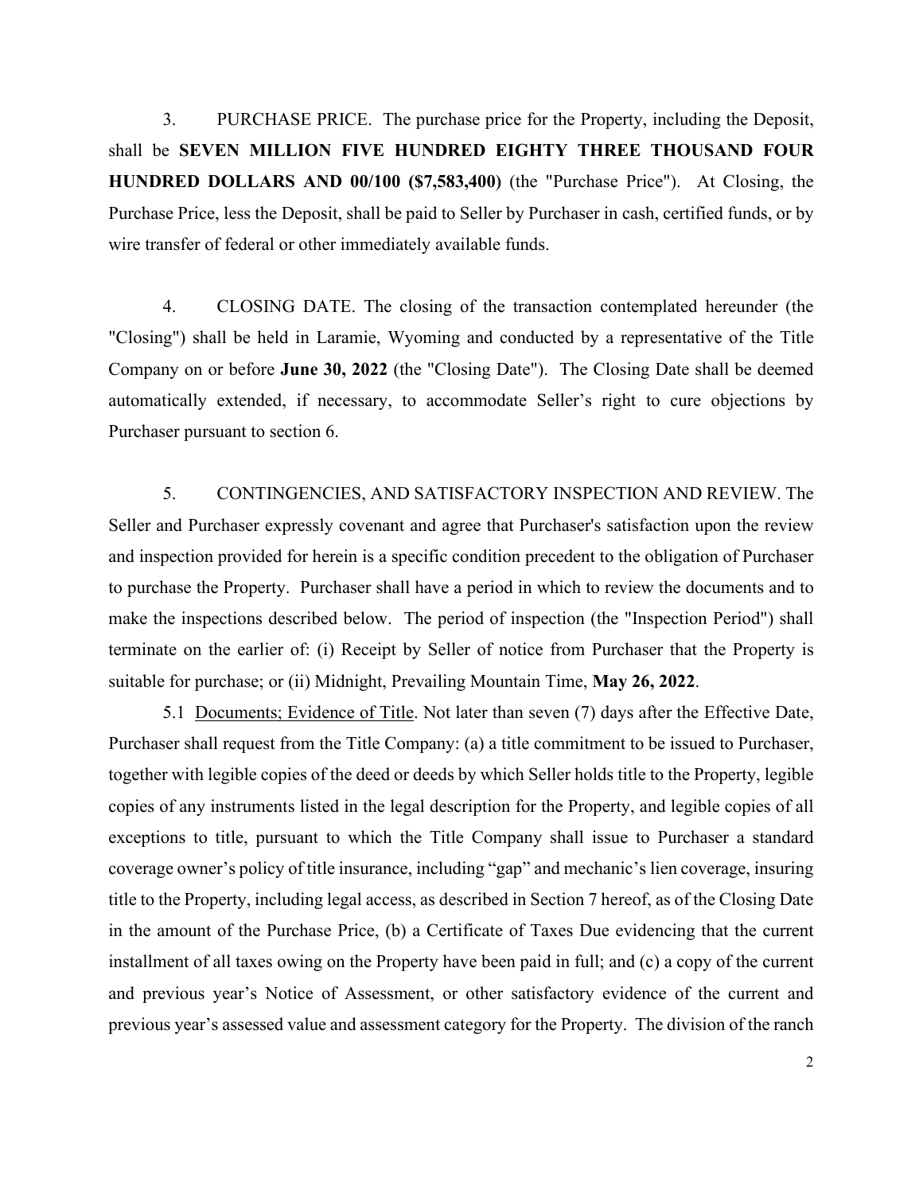3. PURCHASE PRICE. The purchase price for the Property, including the Deposit, shall be **SEVEN MILLION FIVE HUNDRED EIGHTY THREE THOUSAND FOUR HUNDRED DOLLARS AND 00/100 ($7,583,400)** (the "Purchase Price"). At Closing, the Purchase Price, less the Deposit, shall be paid to Seller by Purchaser in cash, certified funds, or by wire transfer of federal or other immediately available funds.

4. CLOSING DATE. The closing of the transaction contemplated hereunder (the "Closing") shall be held in Laramie, Wyoming and conducted by a representative of the Title Company on or before **June 30, 2022** (the "Closing Date"). The Closing Date shall be deemed automatically extended, if necessary, to accommodate Seller's right to cure objections by Purchaser pursuant to section 6.

5. CONTINGENCIES, AND SATISFACTORY INSPECTION AND REVIEW. The Seller and Purchaser expressly covenant and agree that Purchaser's satisfaction upon the review and inspection provided for herein is a specific condition precedent to the obligation of Purchaser to purchase the Property. Purchaser shall have a period in which to review the documents and to make the inspections described below. The period of inspection (the "Inspection Period") shall terminate on the earlier of: (i) Receipt by Seller of notice from Purchaser that the Property is suitable for purchase; or (ii) Midnight, Prevailing Mountain Time, **May 26, 2022**.

5.1 Documents; Evidence of Title. Not later than seven (7) days after the Effective Date, Purchaser shall request from the Title Company: (a) a title commitment to be issued to Purchaser, together with legible copies of the deed or deeds by which Seller holds title to the Property, legible copies of any instruments listed in the legal description for the Property, and legible copies of all exceptions to title, pursuant to which the Title Company shall issue to Purchaser a standard coverage owner's policy of title insurance, including "gap" and mechanic's lien coverage, insuring title to the Property, including legal access, as described in Section 7 hereof, as of the Closing Date in the amount of the Purchase Price, (b) a Certificate of Taxes Due evidencing that the current installment of all taxes owing on the Property have been paid in full; and (c) a copy of the current and previous year's Notice of Assessment, or other satisfactory evidence of the current and previous year's assessed value and assessment category for the Property. The division of the ranch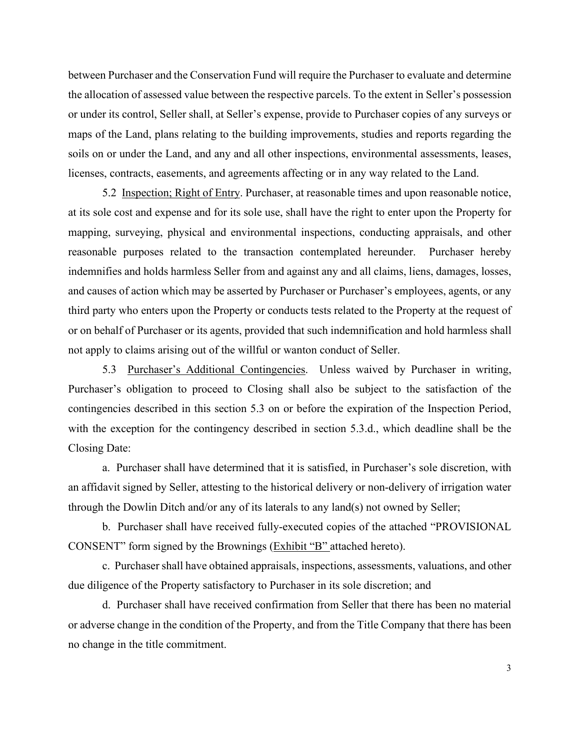between Purchaser and the Conservation Fund will require the Purchaser to evaluate and determine the allocation of assessed value between the respective parcels. To the extent in Seller's possession or under its control, Seller shall, at Seller's expense, provide to Purchaser copies of any surveys or maps of the Land, plans relating to the building improvements, studies and reports regarding the soils on or under the Land, and any and all other inspections, environmental assessments, leases, licenses, contracts, easements, and agreements affecting or in any way related to the Land.

5.2 <u>Inspection; Right of Entry</u>. Purchaser, at reasonable times and upon reasonable notice, at its sole cost and expense and for its sole use, shall have the right to enter upon the Property for mapping, surveying, physical and environmental inspections, conducting appraisals, and other reasonable purposes related to the transaction contemplated hereunder. Purchaser hereby indemnifies and holds harmless Seller from and against any and all claims, liens, damages, losses, and causes of action which may be asserted by Purchaser or Purchaser's employees, agents, or any third party who enters upon the Property or conducts tests related to the Property at the request of or on behalf of Purchaser or its agents, provided that such indemnification and hold harmless shall not apply to claims arising out of the willful or wanton conduct of Seller.

5.3 <u>Purchaser's Additional Contingencies</u>. Unless waived by Purchaser in writing, Purchaser's obligation to proceed to Closing shall also be subject to the satisfaction of the contingencies described in this section 5.3 on or before the expiration of the Inspection Period, with the exception for the contingency described in section 5.3.d., which deadline shall be the Closing Date:

a. Purchaser shall have determined that it is satisfied, in Purchaser's sole discretion, with an affidavit signed by Seller, attesting to the historical delivery or non-delivery of irrigation water through the Dowlin Ditch and/or any of its laterals to any land(s) not owned by Seller;

b. Purchaser shall have received fully-executed copies of the attached "PROVISIONAL CONSENT" form signed by the Brownings (<u>Exhibit "B"</u> attached hereto).

c. Purchaser shall have obtained appraisals, inspections, assessments, valuations, and other due diligence of the Property satisfactory to Purchaser in its sole discretion; and

d. Purchaser shall have received confirmation from Seller that there has been no material or adverse change in the condition of the Property, and from the Title Company that there has been no change in the title commitment.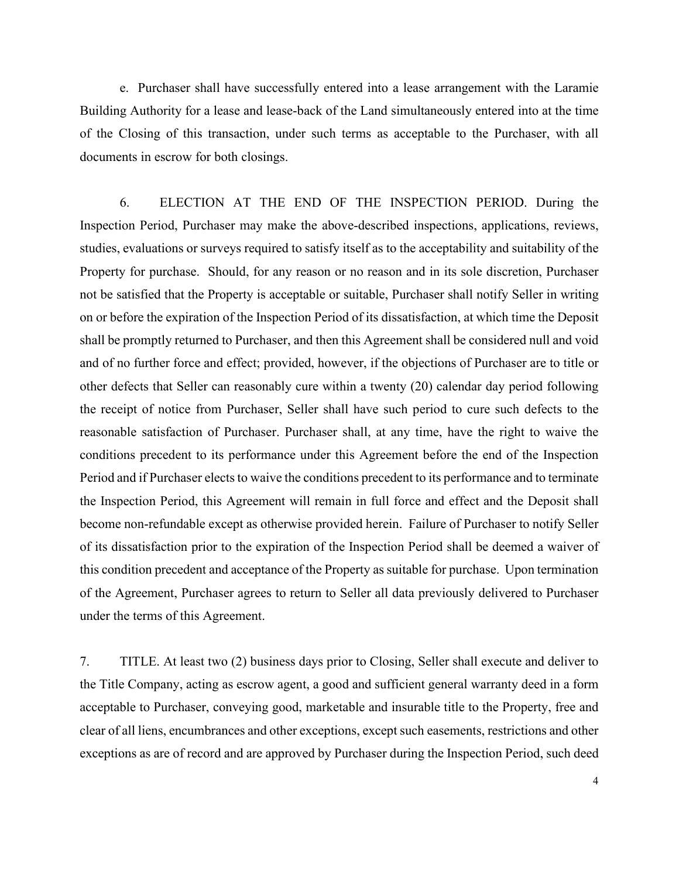e. Purchaser shall have successfully entered into a lease arrangement with the Laramie Building Authority for a lease and lease-back of the Land simultaneously entered into at the time of the Closing of this transaction, under such terms as acceptable to the Purchaser, with all documents in escrow for both closings.

6. ELECTION AT THE END OF THE INSPECTION PERIOD. During the Inspection Period, Purchaser may make the above-described inspections, applications, reviews, studies, evaluations or surveys required to satisfy itself as to the acceptability and suitability of the Property for purchase. Should, for any reason or no reason and in its sole discretion, Purchaser not be satisfied that the Property is acceptable or suitable, Purchaser shall notify Seller in writing on or before the expiration of the Inspection Period of its dissatisfaction, at which time the Deposit shall be promptly returned to Purchaser, and then this Agreement shall be considered null and void and of no further force and effect; provided, however, if the objections of Purchaser are to title or other defects that Seller can reasonably cure within a twenty (20) calendar day period following the receipt of notice from Purchaser, Seller shall have such period to cure such defects to the reasonable satisfaction of Purchaser. Purchaser shall, at any time, have the right to waive the conditions precedent to its performance under this Agreement before the end of the Inspection Period and if Purchaser elects to waive the conditions precedent to its performance and to terminate the Inspection Period, this Agreement will remain in full force and effect and the Deposit shall become non-refundable except as otherwise provided herein. Failure of Purchaser to notify Seller of its dissatisfaction prior to the expiration of the Inspection Period shall be deemed a waiver of this condition precedent and acceptance of the Property as suitable for purchase. Upon termination of the Agreement, Purchaser agrees to return to Seller all data previously delivered to Purchaser under the terms of this Agreement.

7. TITLE. At least two (2) business days prior to Closing, Seller shall execute and deliver to the Title Company, acting as escrow agent, a good and sufficient general warranty deed in a form acceptable to Purchaser, conveying good, marketable and insurable title to the Property, free and clear of all liens, encumbrances and other exceptions, except such easements, restrictions and other exceptions as are of record and are approved by Purchaser during the Inspection Period, such deed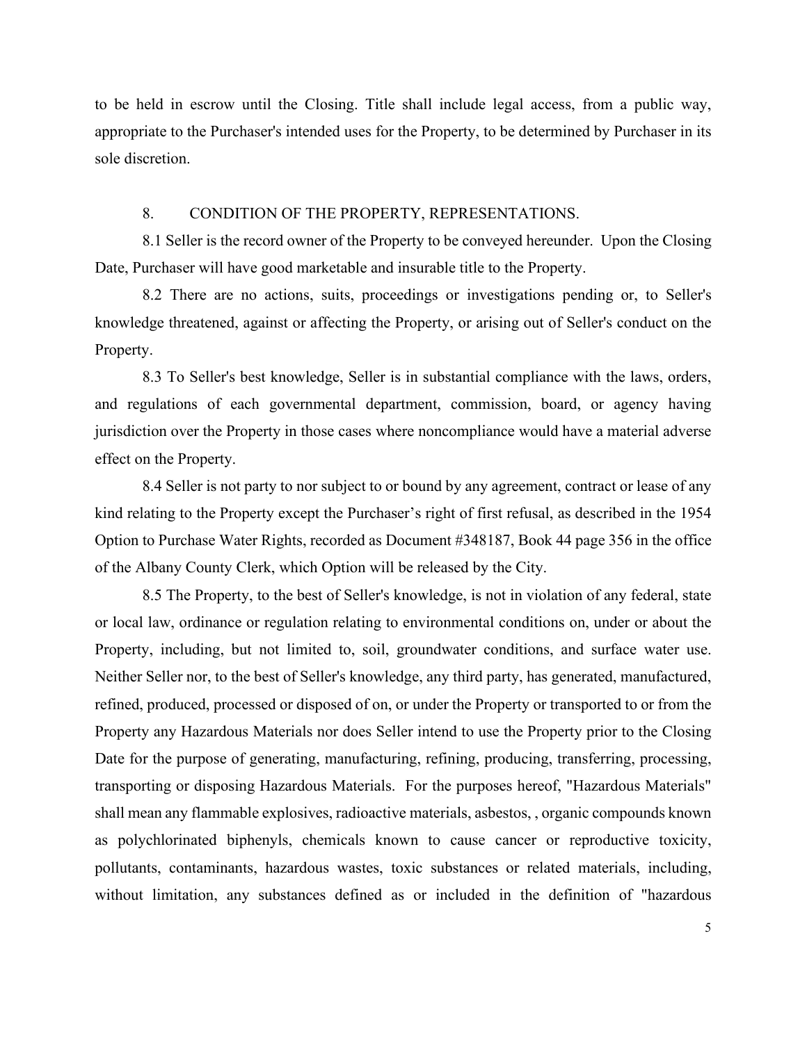to be held in escrow until the Closing. Title shall include legal access, from a public way, appropriate to the Purchaser's intended uses for the Property, to be determined by Purchaser in its sole discretion.

## 8. CONDITION OF THE PROPERTY, REPRESENTATIONS.

8.1 Seller is the record owner of the Property to be conveyed hereunder. Upon the Closing Date, Purchaser will have good marketable and insurable title to the Property.

8.2 There are no actions, suits, proceedings or investigations pending or, to Seller's knowledge threatened, against or affecting the Property, or arising out of Seller's conduct on the Property.

8.3 To Seller's best knowledge, Seller is in substantial compliance with the laws, orders, and regulations of each governmental department, commission, board, or agency having jurisdiction over the Property in those cases where noncompliance would have a material adverse effect on the Property.

8.4 Seller is not party to nor subject to or bound by any agreement, contract or lease of any kind relating to the Property except the Purchaser's right of first refusal, as described in the 1954 Option to Purchase Water Rights, recorded as Document #348187, Book 44 page 356 in the office of the Albany County Clerk, which Option will be released by the City.

8.5 The Property, to the best of Seller's knowledge, is not in violation of any federal, state or local law, ordinance or regulation relating to environmental conditions on, under or about the Property, including, but not limited to, soil, groundwater conditions, and surface water use. Neither Seller nor, to the best of Seller's knowledge, any third party, has generated, manufactured, refined, produced, processed or disposed of on, or under the Property or transported to or from the Property any Hazardous Materials nor does Seller intend to use the Property prior to the Closing Date for the purpose of generating, manufacturing, refining, producing, transferring, processing, transporting or disposing Hazardous Materials. For the purposes hereof, "Hazardous Materials" shall mean any flammable explosives, radioactive materials, asbestos, , organic compounds known as polychlorinated biphenyls, chemicals known to cause cancer or reproductive toxicity, pollutants, contaminants, hazardous wastes, toxic substances or related materials, including, without limitation, any substances defined as or included in the definition of "hazardous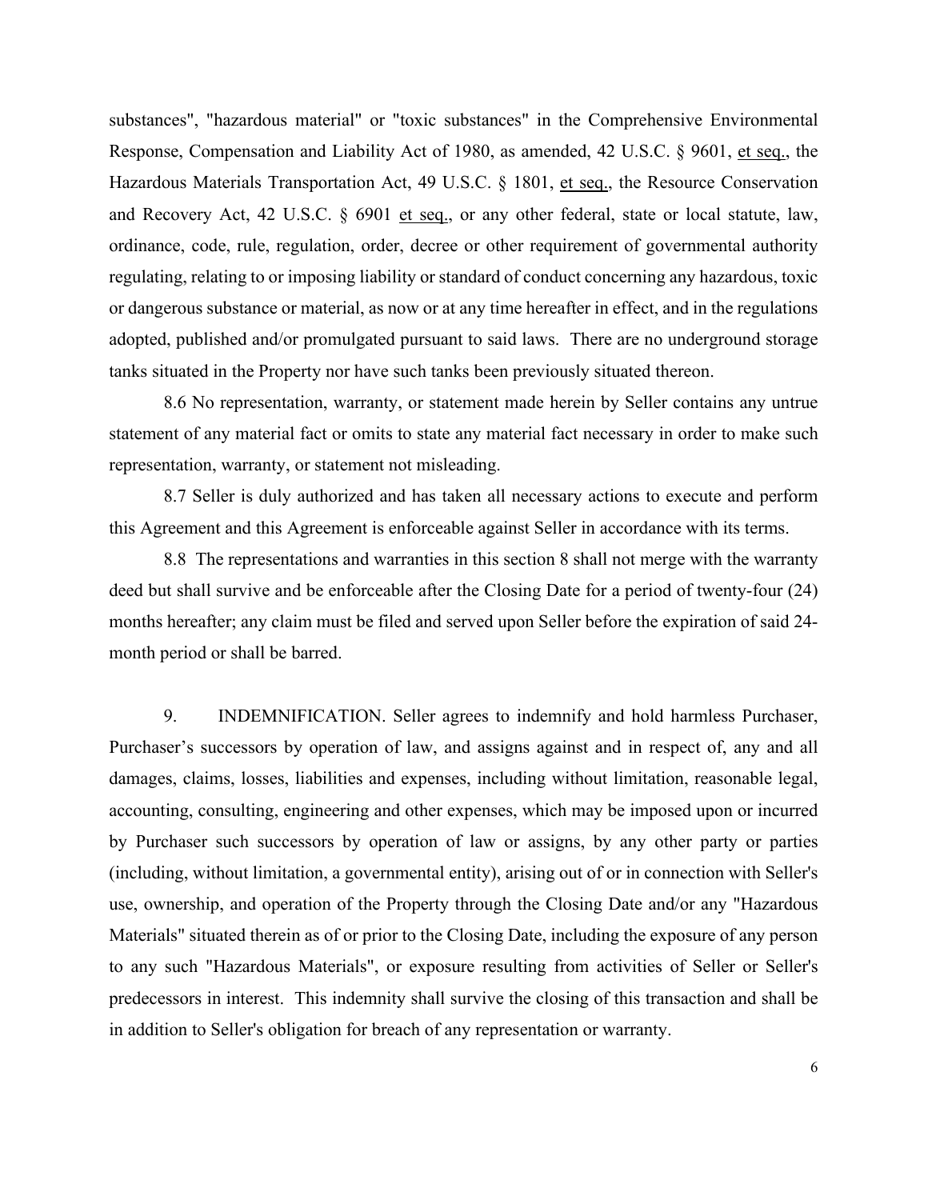substances", "hazardous material" or "toxic substances" in the Comprehensive Environmental Response, Compensation and Liability Act of 1980, as amended, 42 U.S.C. § 9601, et seq., the Hazardous Materials Transportation Act, 49 U.S.C. § 1801, et seq., the Resource Conservation and Recovery Act, 42 U.S.C. § 6901 et seq., or any other federal, state or local statute, law, ordinance, code, rule, regulation, order, decree or other requirement of governmental authority regulating, relating to or imposing liability or standard of conduct concerning any hazardous, toxic or dangerous substance or material, as now or at any time hereafter in effect, and in the regulations adopted, published and/or promulgated pursuant to said laws. There are no underground storage tanks situated in the Property nor have such tanks been previously situated thereon.

8.6 No representation, warranty, or statement made herein by Seller contains any untrue statement of any material fact or omits to state any material fact necessary in order to make such representation, warranty, or statement not misleading.

8.7 Seller is duly authorized and has taken all necessary actions to execute and perform this Agreement and this Agreement is enforceable against Seller in accordance with its terms.

8.8 The representations and warranties in this section 8 shall not merge with the warranty deed but shall survive and be enforceable after the Closing Date for a period of twenty-four (24) months hereafter; any claim must be filed and served upon Seller before the expiration of said 24-month period or shall be barred.

9. INDEMNIFICATION. Seller agrees to indemnify and hold harmless Purchaser, Purchaser's successors by operation of law, and assigns against and in respect of, any and all damages, claims, losses, liabilities and expenses, including without limitation, reasonable legal, accounting, consulting, engineering and other expenses, which may be imposed upon or incurred by Purchaser such successors by operation of law or assigns, by any other party or parties (including, without limitation, a governmental entity), arising out of or in connection with Seller's use, ownership, and operation of the Property through the Closing Date and/or any "Hazardous Materials" situated therein as of or prior to the Closing Date, including the exposure of any person to any such "Hazardous Materials", or exposure resulting from activities of Seller or Seller's predecessors in interest. This indemnity shall survive the closing of this transaction and shall be in addition to Seller's obligation for breach of any representation or warranty.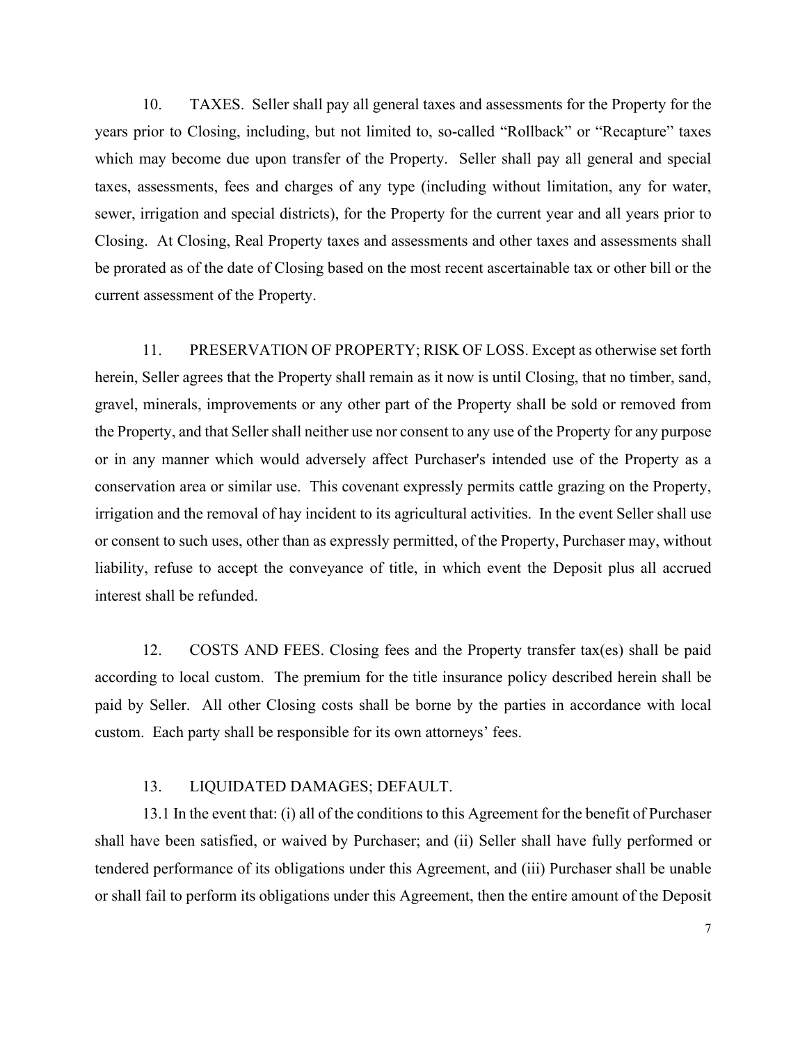10. TAXES. Seller shall pay all general taxes and assessments for the Property for the years prior to Closing, including, but not limited to, so-called "Rollback" or "Recapture" taxes which may become due upon transfer of the Property. Seller shall pay all general and special taxes, assessments, fees and charges of any type (including without limitation, any for water, sewer, irrigation and special districts), for the Property for the current year and all years prior to Closing. At Closing, Real Property taxes and assessments and other taxes and assessments shall be prorated as of the date of Closing based on the most recent ascertainable tax or other bill or the current assessment of the Property.

11. PRESERVATION OF PROPERTY; RISK OF LOSS. Except as otherwise set forth herein, Seller agrees that the Property shall remain as it now is until Closing, that no timber, sand, gravel, minerals, improvements or any other part of the Property shall be sold or removed from the Property, and that Seller shall neither use nor consent to any use of the Property for any purpose or in any manner which would adversely affect Purchaser's intended use of the Property as a conservation area or similar use. This covenant expressly permits cattle grazing on the Property, irrigation and the removal of hay incident to its agricultural activities. In the event Seller shall use or consent to such uses, other than as expressly permitted, of the Property, Purchaser may, without liability, refuse to accept the conveyance of title, in which event the Deposit plus all accrued interest shall be refunded.

12. COSTS AND FEES. Closing fees and the Property transfer tax(es) shall be paid according to local custom. The premium for the title insurance policy described herein shall be paid by Seller. All other Closing costs shall be borne by the parties in accordance with local custom. Each party shall be responsible for its own attorneys' fees.

13. LIQUIDATED DAMAGES; DEFAULT.

13.1 In the event that: (i) all of the conditions to this Agreement for the benefit of Purchaser shall have been satisfied, or waived by Purchaser; and (ii) Seller shall have fully performed or tendered performance of its obligations under this Agreement, and (iii) Purchaser shall be unable or shall fail to perform its obligations under this Agreement, then the entire amount of the Deposit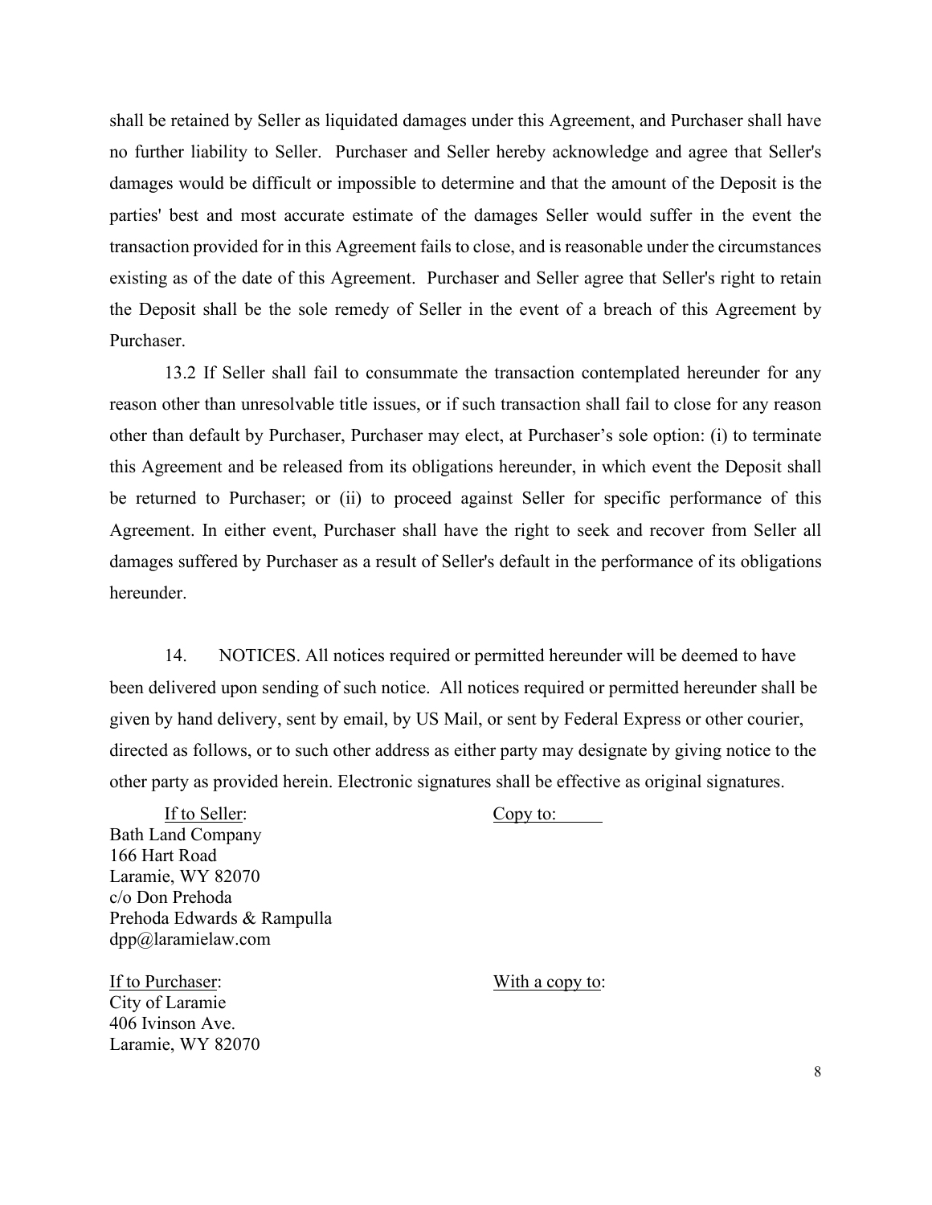shall be retained by Seller as liquidated damages under this Agreement, and Purchaser shall have no further liability to Seller. Purchaser and Seller hereby acknowledge and agree that Seller's damages would be difficult or impossible to determine and that the amount of the Deposit is the parties' best and most accurate estimate of the damages Seller would suffer in the event the transaction provided for in this Agreement fails to close, and is reasonable under the circumstances existing as of the date of this Agreement. Purchaser and Seller agree that Seller's right to retain the Deposit shall be the sole remedy of Seller in the event of a breach of this Agreement by Purchaser.

13.2 If Seller shall fail to consummate the transaction contemplated hereunder for any reason other than unresolvable title issues, or if such transaction shall fail to close for any reason other than default by Purchaser, Purchaser may elect, at Purchaser's sole option: (i) to terminate this Agreement and be released from its obligations hereunder, in which event the Deposit shall be returned to Purchaser; or (ii) to proceed against Seller for specific performance of this Agreement. In either event, Purchaser shall have the right to seek and recover from Seller all damages suffered by Purchaser as a result of Seller's default in the performance of its obligations hereunder.

14. NOTICES. All notices required or permitted hereunder will be deemed to have been delivered upon sending of such notice. All notices required or permitted hereunder shall be given by hand delivery, sent by email, by US Mail, or sent by Federal Express or other courier, directed as follows, or to such other address as either party may designate by giving notice to the other party as provided herein. Electronic signatures shall be effective as original signatures.

If to Seller:
Bath Land Company
166 Hart Road
Laramie, WY 82070
c/o Don Prehoda
Prehoda Edwards & Rampulla
dpp@laramielaw.com

Copy to:

If to Purchaser:
City of Laramie
406 Ivinson Ave.
Laramie, WY 82070

With a copy to: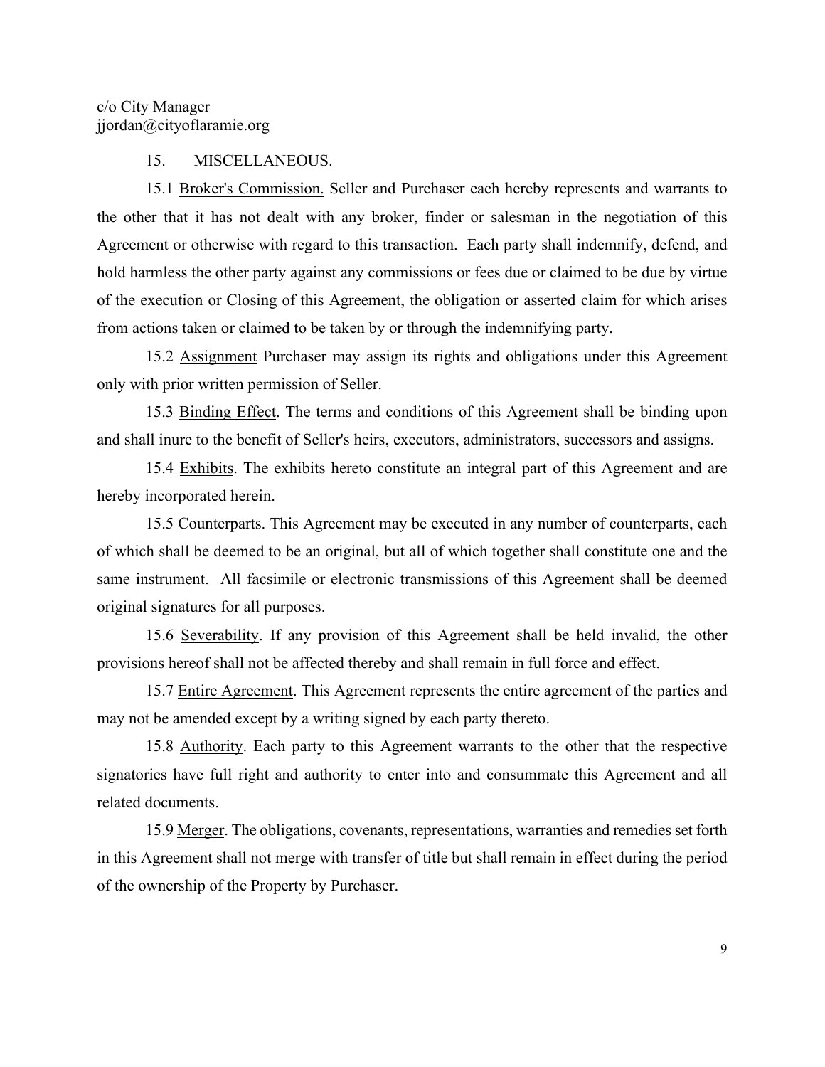c/o City Manager
jjordan@cityoflaramie.org

15. MISCELLANEOUS.

15.1 Broker's Commission. Seller and Purchaser each hereby represents and warrants to the other that it has not dealt with any broker, finder or salesman in the negotiation of this Agreement or otherwise with regard to this transaction. Each party shall indemnify, defend, and hold harmless the other party against any commissions or fees due or claimed to be due by virtue of the execution or Closing of this Agreement, the obligation or asserted claim for which arises from actions taken or claimed to be taken by or through the indemnifying party.

15.2 Assignment Purchaser may assign its rights and obligations under this Agreement only with prior written permission of Seller.

15.3 Binding Effect. The terms and conditions of this Agreement shall be binding upon and shall inure to the benefit of Seller's heirs, executors, administrators, successors and assigns.

15.4 Exhibits. The exhibits hereto constitute an integral part of this Agreement and are hereby incorporated herein.

15.5 Counterparts. This Agreement may be executed in any number of counterparts, each of which shall be deemed to be an original, but all of which together shall constitute one and the same instrument. All facsimile or electronic transmissions of this Agreement shall be deemed original signatures for all purposes.

15.6 Severability. If any provision of this Agreement shall be held invalid, the other provisions hereof shall not be affected thereby and shall remain in full force and effect.

15.7 Entire Agreement. This Agreement represents the entire agreement of the parties and may not be amended except by a writing signed by each party thereto.

15.8 Authority. Each party to this Agreement warrants to the other that the respective signatories have full right and authority to enter into and consummate this Agreement and all related documents.

15.9 Merger. The obligations, covenants, representations, warranties and remedies set forth in this Agreement shall not merge with transfer of title but shall remain in effect during the period of the ownership of the Property by Purchaser.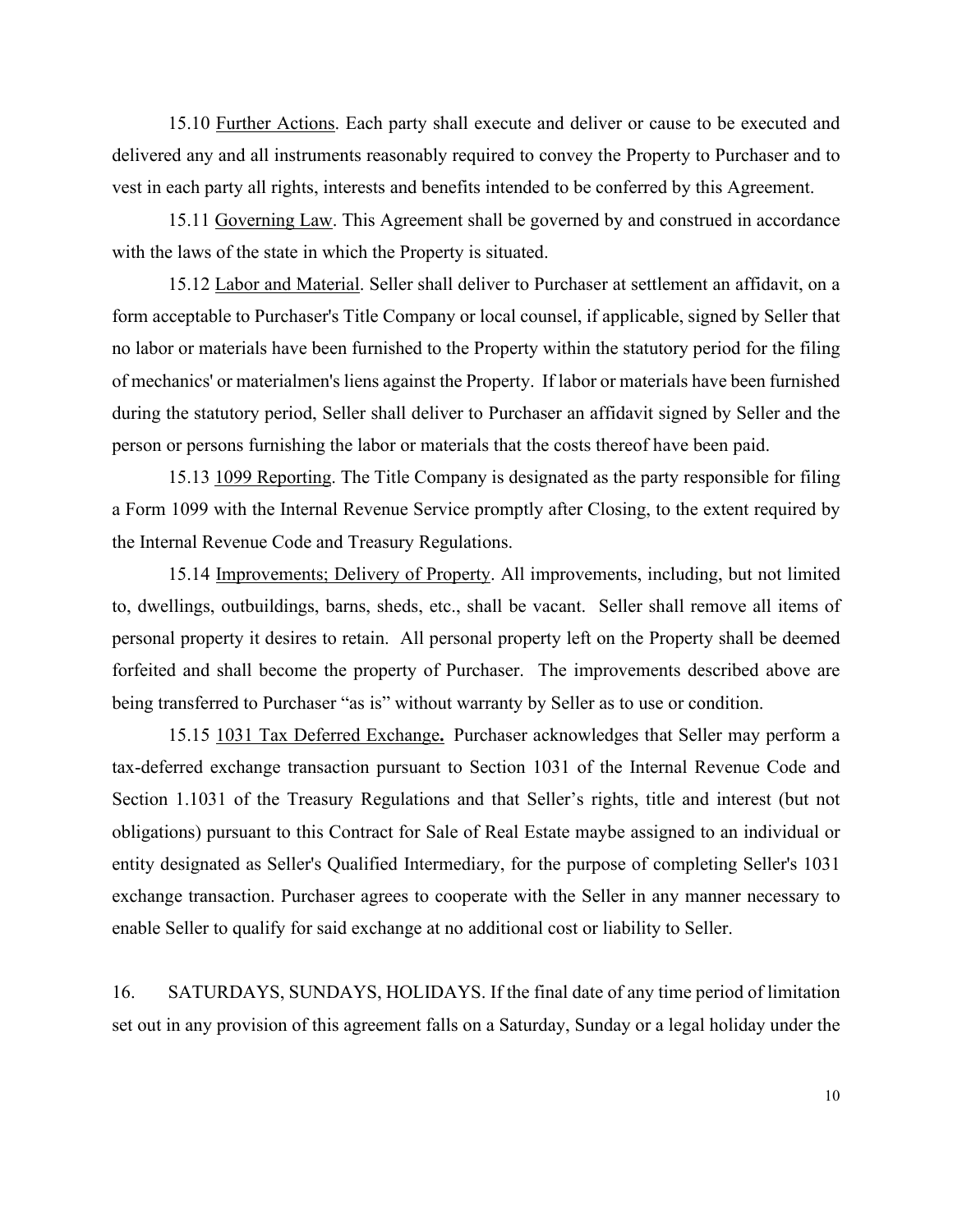15.10 Further Actions. Each party shall execute and deliver or cause to be executed and delivered any and all instruments reasonably required to convey the Property to Purchaser and to vest in each party all rights, interests and benefits intended to be conferred by this Agreement.

15.11 Governing Law. This Agreement shall be governed by and construed in accordance with the laws of the state in which the Property is situated.

15.12 Labor and Material. Seller shall deliver to Purchaser at settlement an affidavit, on a form acceptable to Purchaser's Title Company or local counsel, if applicable, signed by Seller that no labor or materials have been furnished to the Property within the statutory period for the filing of mechanics' or materialmen's liens against the Property. If labor or materials have been furnished during the statutory period, Seller shall deliver to Purchaser an affidavit signed by Seller and the person or persons furnishing the labor or materials that the costs thereof have been paid.

15.13 1099 Reporting. The Title Company is designated as the party responsible for filing a Form 1099 with the Internal Revenue Service promptly after Closing, to the extent required by the Internal Revenue Code and Treasury Regulations.

15.14 Improvements; Delivery of Property. All improvements, including, but not limited to, dwellings, outbuildings, barns, sheds, etc., shall be vacant. Seller shall remove all items of personal property it desires to retain. All personal property left on the Property shall be deemed forfeited and shall become the property of Purchaser. The improvements described above are being transferred to Purchaser "as is" without warranty by Seller as to use or condition.

15.15 **1031 Tax Deferred Exchange.** Purchaser acknowledges that Seller may perform a tax-deferred exchange transaction pursuant to Section 1031 of the Internal Revenue Code and Section 1.1031 of the Treasury Regulations and that Seller's rights, title and interest (but not obligations) pursuant to this Contract for Sale of Real Estate maybe assigned to an individual or entity designated as Seller's Qualified Intermediary, for the purpose of completing Seller's 1031 exchange transaction. Purchaser agrees to cooperate with the Seller in any manner necessary to enable Seller to qualify for said exchange at no additional cost or liability to Seller.

16. SATURDAYS, SUNDAYS, HOLIDAYS. If the final date of any time period of limitation set out in any provision of this agreement falls on a Saturday, Sunday or a legal holiday under the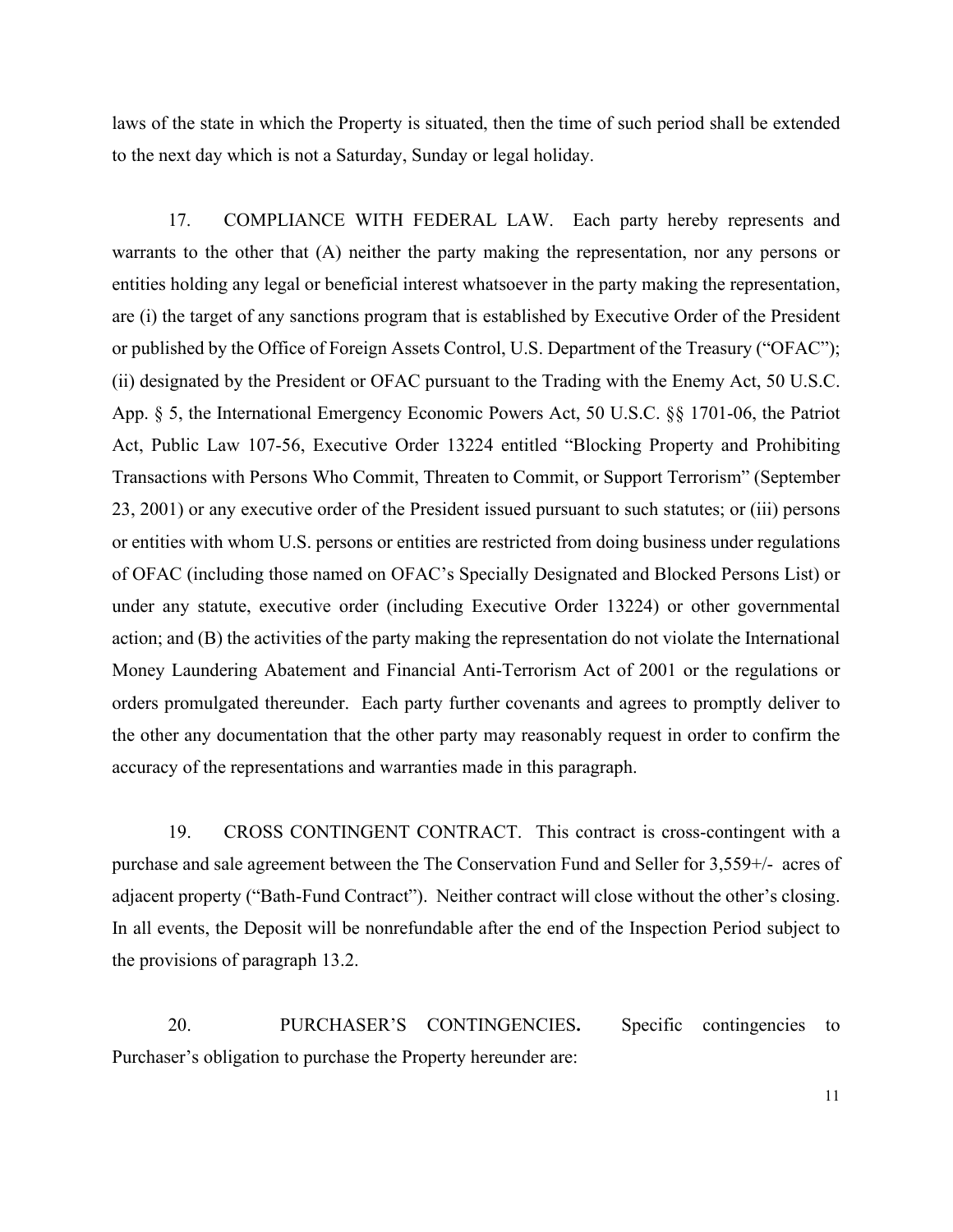laws of the state in which the Property is situated, then the time of such period shall be extended to the next day which is not a Saturday, Sunday or legal holiday.

17. COMPLIANCE WITH FEDERAL LAW. Each party hereby represents and warrants to the other that (A) neither the party making the representation, nor any persons or entities holding any legal or beneficial interest whatsoever in the party making the representation, are (i) the target of any sanctions program that is established by Executive Order of the President or published by the Office of Foreign Assets Control, U.S. Department of the Treasury ("OFAC"); (ii) designated by the President or OFAC pursuant to the Trading with the Enemy Act, 50 U.S.C. App. § 5, the International Emergency Economic Powers Act, 50 U.S.C. §§ 1701-06, the Patriot Act, Public Law 107-56, Executive Order 13224 entitled "Blocking Property and Prohibiting Transactions with Persons Who Commit, Threaten to Commit, or Support Terrorism" (September 23, 2001) or any executive order of the President issued pursuant to such statutes; or (iii) persons or entities with whom U.S. persons or entities are restricted from doing business under regulations of OFAC (including those named on OFAC's Specially Designated and Blocked Persons List) or under any statute, executive order (including Executive Order 13224) or other governmental action; and (B) the activities of the party making the representation do not violate the International Money Laundering Abatement and Financial Anti-Terrorism Act of 2001 or the regulations or orders promulgated thereunder. Each party further covenants and agrees to promptly deliver to the other any documentation that the other party may reasonably request in order to confirm the accuracy of the representations and warranties made in this paragraph.

19. CROSS CONTINGENT CONTRACT. This contract is cross-contingent with a purchase and sale agreement between the The Conservation Fund and Seller for 3,559+/- acres of adjacent property ("Bath-Fund Contract"). Neither contract will close without the other's closing. In all events, the Deposit will be nonrefundable after the end of the Inspection Period subject to the provisions of paragraph 13.2.

20. PURCHASER'S CONTINGENCIES**.** Specific contingencies to Purchaser's obligation to purchase the Property hereunder are: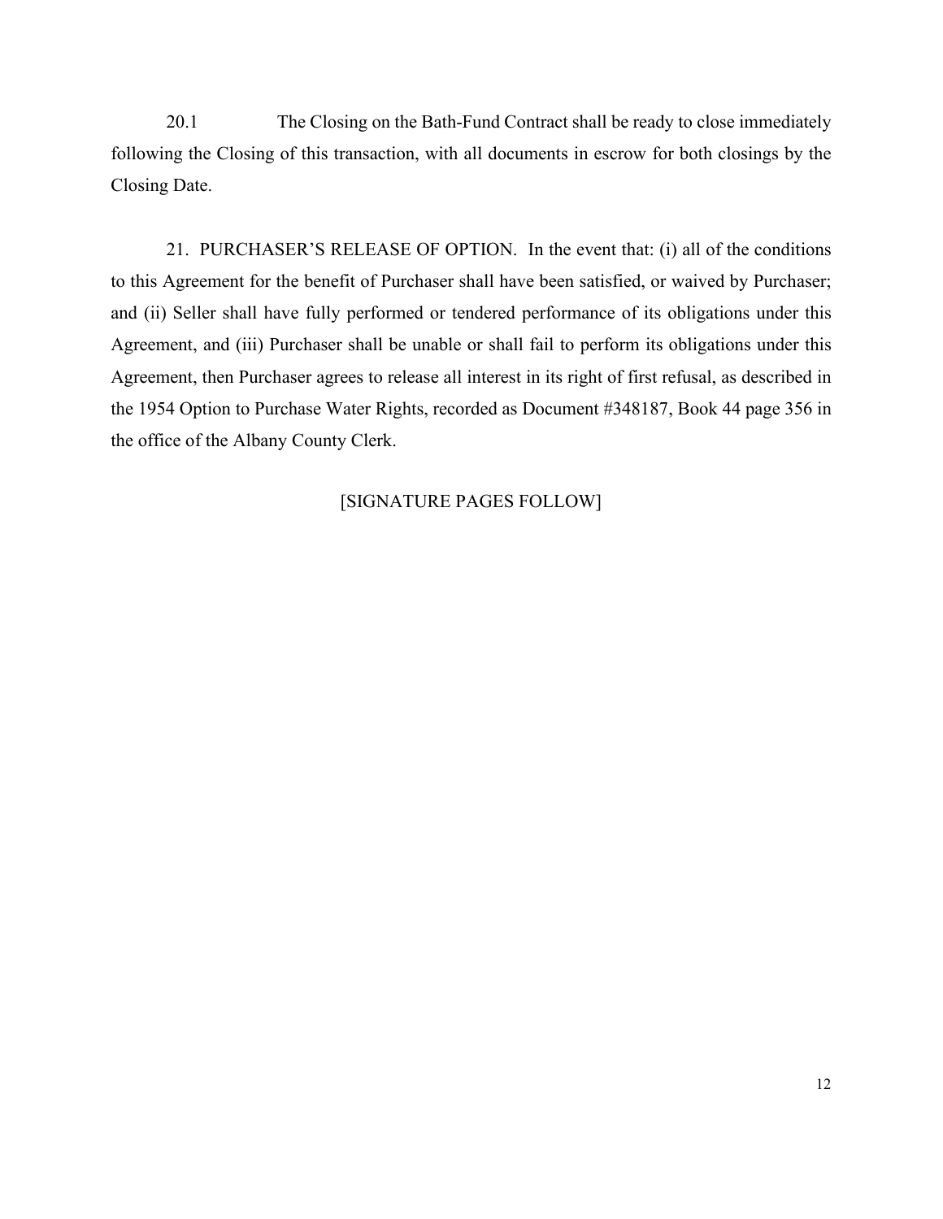20.1 The Closing on the Bath-Fund Contract shall be ready to close immediately following the Closing of this transaction, with all documents in escrow for both closings by the Closing Date.

21. PURCHASER'S RELEASE OF OPTION. In the event that: (i) all of the conditions to this Agreement for the benefit of Purchaser shall have been satisfied, or waived by Purchaser; and (ii) Seller shall have fully performed or tendered performance of its obligations under this Agreement, and (iii) Purchaser shall be unable or shall fail to perform its obligations under this Agreement, then Purchaser agrees to release all interest in its right of first refusal, as described in the 1954 Option to Purchase Water Rights, recorded as Document #348187, Book 44 page 356 in the office of the Albany County Clerk.

[SIGNATURE PAGES FOLLOW]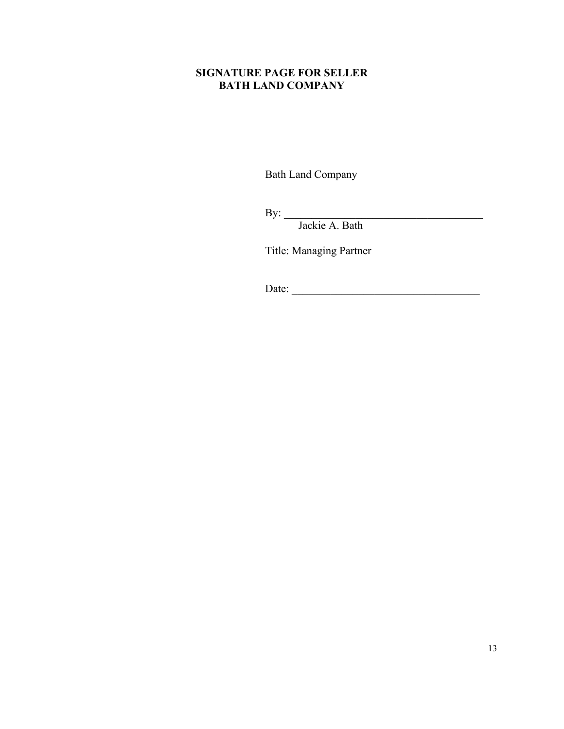**SIGNATURE PAGE FOR SELLER**
**BATH LAND COMPANY**

Bath Land Company

By: ______________________________________
Jackie A. Bath

Title: Managing Partner

Date: ____________________________________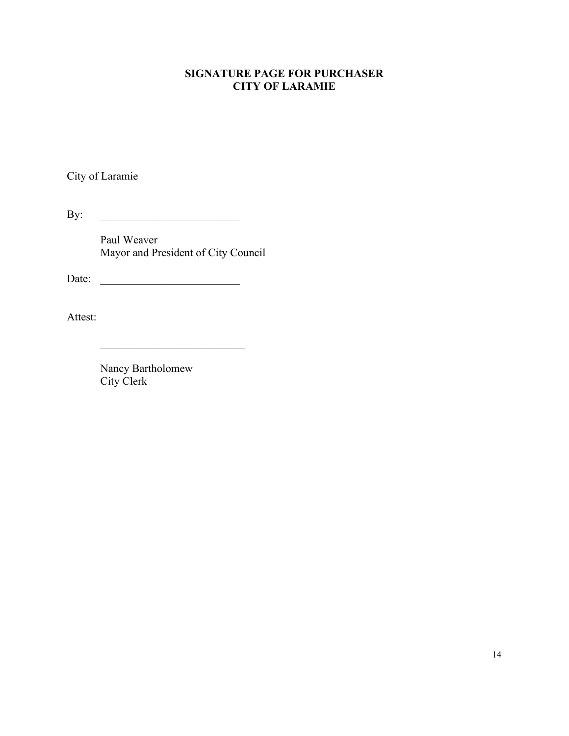**SIGNATURE PAGE FOR PURCHASER**
**CITY OF LARAMIE**

City of Laramie

By: _________________________

Paul Weaver
Mayor and President of City Council

Date: _________________________

Attest:

_________________________

Nancy Bartholomew
City Clerk